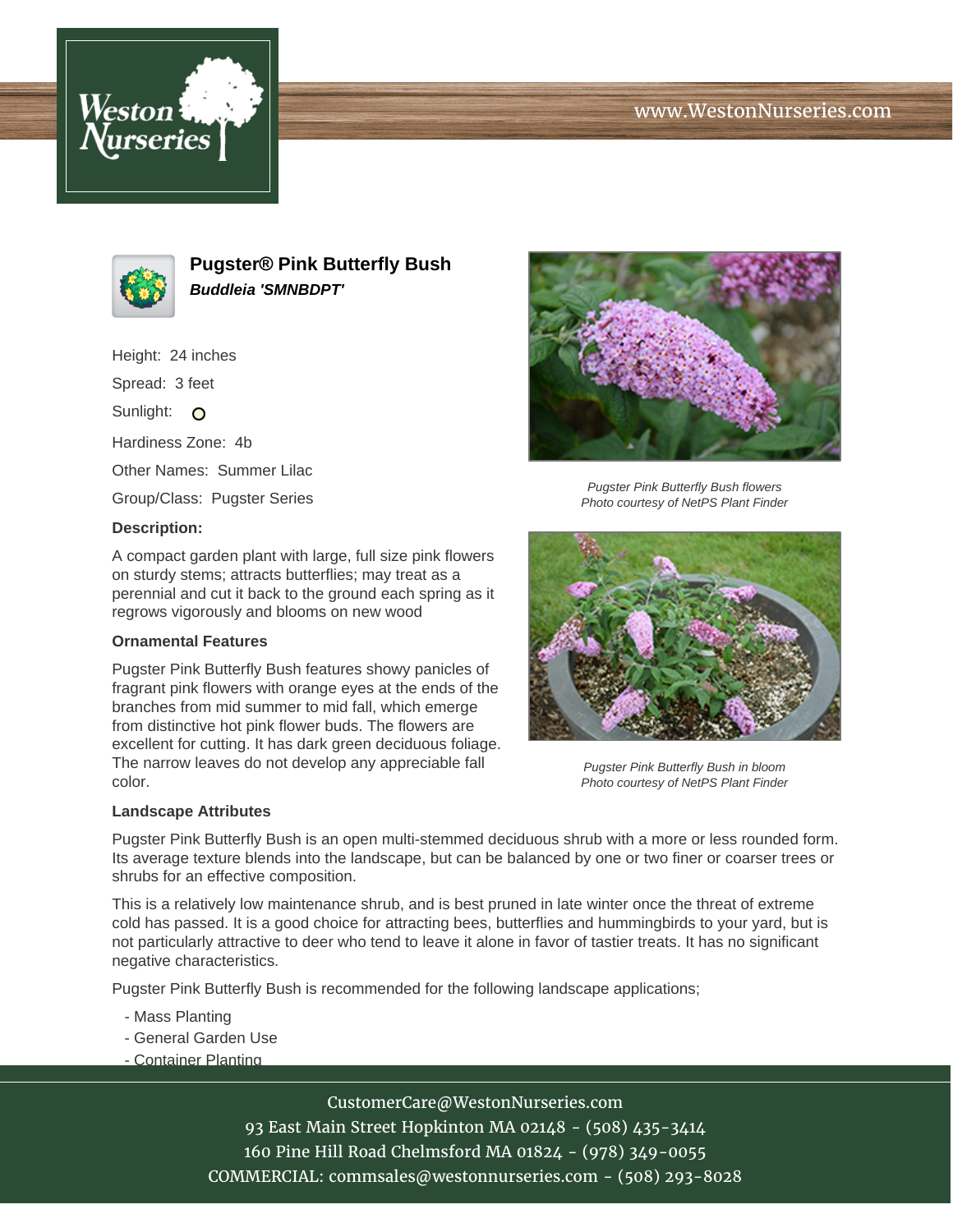# Pugster® Pink Butterfly Bush

***Buddleia 'SMNBDPT'***

Height: 24 inches

Spread: 3 feet

Sunlight: ○

Hardiness Zone: 4b

Other Names: Summer Lilac

Group/Class: Pugster Series

### Description:

A compact garden plant with large, full size pink flowers on sturdy stems; attracts butterflies; may treat as a perennial and cut it back to the ground each spring as it regrows vigorously and blooms on new wood

### Ornamental Features

Pugster Pink Butterfly Bush features showy panicles of fragrant pink flowers with orange eyes at the ends of the branches from mid summer to mid fall, which emerge from distinctive hot pink flower buds. The flowers are excellent for cutting. It has dark green deciduous foliage. The narrow leaves do not develop any appreciable fall color.

*Pugster Pink Butterfly Bush flowers*
*Photo courtesy of NetPS Plant Finder*

*Pugster Pink Butterfly Bush in bloom*
*Photo courtesy of NetPS Plant Finder*

### Landscape Attributes

Pugster Pink Butterfly Bush is an open multi-stemmed deciduous shrub with a more or less rounded form. Its average texture blends into the landscape, but can be balanced by one or two finer or coarser trees or shrubs for an effective composition.

This is a relatively low maintenance shrub, and is best pruned in late winter once the threat of extreme cold has passed. It is a good choice for attracting bees, butterflies and hummingbirds to your yard, but is not particularly attractive to deer who tend to leave it alone in favor of tastier treats. It has no significant negative characteristics.

Pugster Pink Butterfly Bush is recommended for the following landscape applications;

- Mass Planting
- General Garden Use
- Container Planting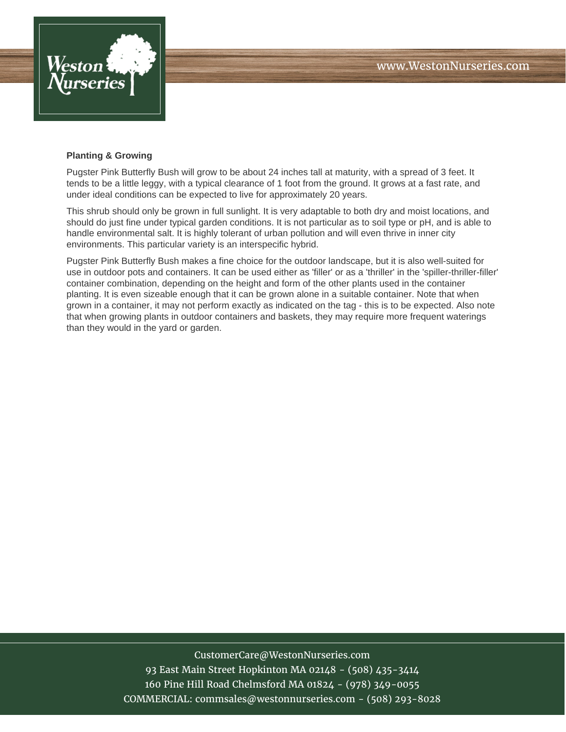**Planting & Growing**

Pugster Pink Butterfly Bush will grow to be about 24 inches tall at maturity, with a spread of 3 feet. It tends to be a little leggy, with a typical clearance of 1 foot from the ground. It grows at a fast rate, and under ideal conditions can be expected to live for approximately 20 years.

This shrub should only be grown in full sunlight. It is very adaptable to both dry and moist locations, and should do just fine under typical garden conditions. It is not particular as to soil type or pH, and is able to handle environmental salt. It is highly tolerant of urban pollution and will even thrive in inner city environments. This particular variety is an interspecific hybrid.

Pugster Pink Butterfly Bush makes a fine choice for the outdoor landscape, but it is also well-suited for use in outdoor pots and containers. It can be used either as 'filler' or as a 'thriller' in the 'spiller-thriller-filler' container combination, depending on the height and form of the other plants used in the container planting. It is even sizeable enough that it can be grown alone in a suitable container. Note that when grown in a container, it may not perform exactly as indicated on the tag - this is to be expected. Also note that when growing plants in outdoor containers and baskets, they may require more frequent waterings than they would in the yard or garden.